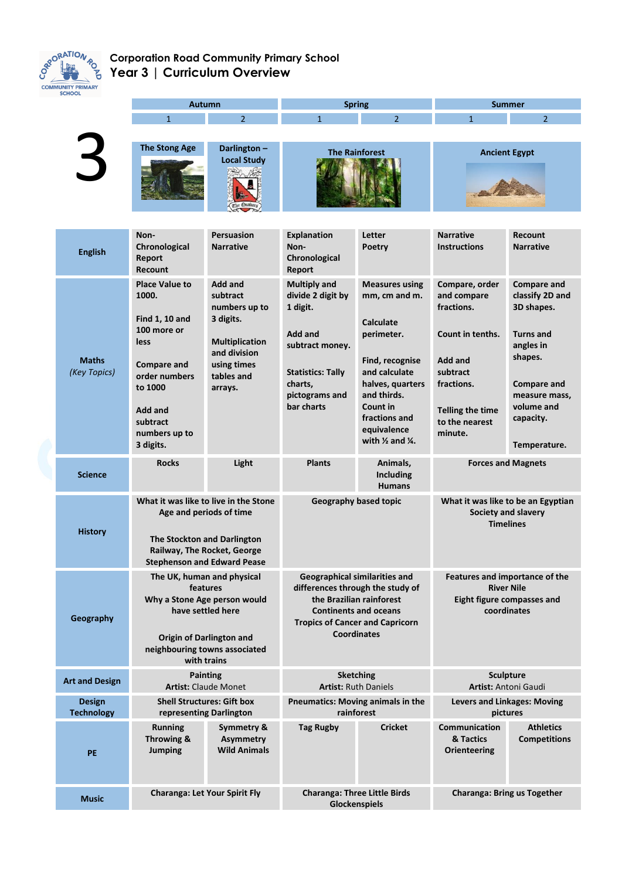# Corporation Road Community Primary School

## Year 3 | Curriculum Overview

| 3 | Autumn 1 | Autumn 2 | Spring 1 | Spring 2 | Summer 1 | Summer 2 |
|---|---|---|---|---|---|---|
| Topic | The Stong Age | Darlington – Local Study | The Rainforest | | Ancient Egypt | |
| English | Non-Chronological Report<br>Recount | Persuasion<br>Narrative | Explanation<br>Non-Chronological Report | Letter<br>Poetry | Narrative<br>Instructions | Recount<br>Narrative |
| Maths *(Key Topics)* | Place Value to 1000.<br>Find 1, 10 and 100 more or less<br>Compare and order numbers to 1000<br>Add and subtract numbers up to 3 digits. | Add and subtract numbers up to 3 digits.<br>Multiplication and division using times tables and arrays. | Multiply and divide 2 digit by 1 digit.<br>Add and subtract money.<br>Statistics: Tally charts, pictograms and bar charts | Measures using mm, cm and m.<br>Calculate perimeter.<br>Find, recognise and calculate halves, quarters and thirds.<br>Count in fractions and equivalence with ½ and ¼. | Compare, order and compare fractions.<br>Count in tenths.<br>Add and subtract fractions.<br>Telling the time to the nearest minute. | Compare and classify 2D and 3D shapes.<br>Turns and angles in shapes.<br>Compare and measure mass, volume and capacity.<br>Temperature. |
| Science | Rocks | Light | Plants | Animals, Including Humans | Forces and Magnets | |
| History | What it was like to live in the Stone Age and periods of time<br>The Stockton and Darlington Railway, The Rocket, George Stephenson and Edward Pease | | Geography based topic | | What it was like to be an Egyptian<br>Society and slavery<br>Timelines | |
| Geography | The UK, human and physical features<br>Why a Stone Age person would have settled here<br>Origin of Darlington and neighbouring towns associated with trains | | Geographical similarities and differences through the study of the Brazilian rainforest<br>Continents and oceans<br>Tropics of Cancer and Capricorn<br>Coordinates | | Features and importance of the River Nile<br>Eight figure compasses and coordinates | |
| Art and Design | Painting<br>**Artist:** Claude Monet | | Sketching<br>**Artist:** Ruth Daniels | | Sculpture<br>**Artist:** Antoni Gaudi | |
| Design Technology | Shell Structures: Gift box representing Darlington | | Pneumatics: Moving animals in the rainforest | | Levers and Linkages: Moving pictures | |
| PE | Running<br>Throwing &<br>Jumping | Symmetry &<br>Asymmetry<br>Wild Animals | Tag Rugby | Cricket | Communication & Tactics<br>Orienteering | Athletics Competitions |
| Music | Charanga: Let Your Spirit Fly | | Charanga: Three Little Birds<br>Glockenspiels | | Charanga: Bring us Together | |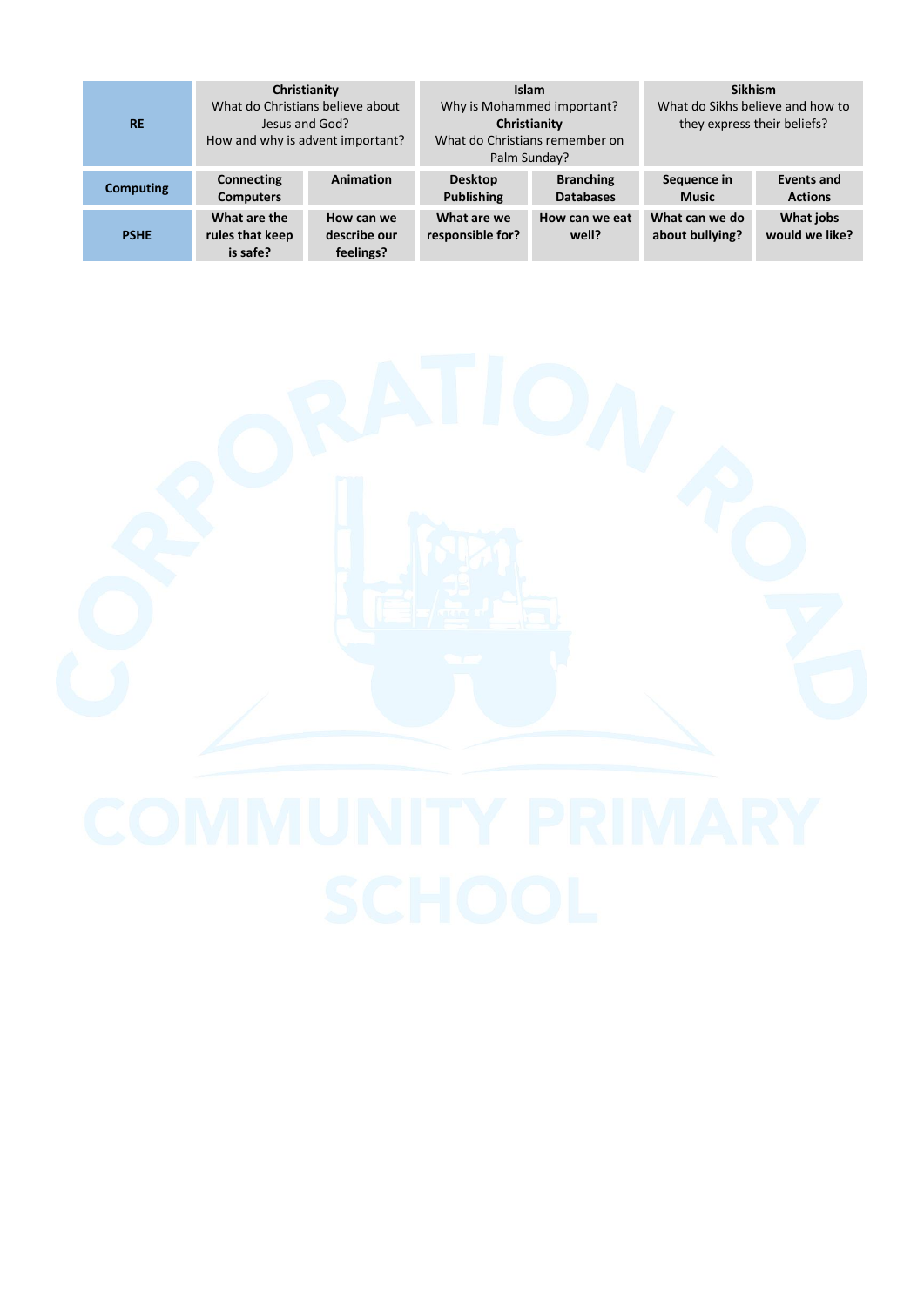| | | | | | | |
|---|---|---|---|---|---|---|
| **RE** | **Christianity** What do Christians believe about Jesus and God? How and why is advent important? | | **Islam** Why is Mohammed important? **Christianity** What do Christians remember on Palm Sunday? | | **Sikhism** What do Sikhs believe and how to they express their beliefs? | |
| **Computing** | **Connecting Computers** | **Animation** | **Desktop Publishing** | **Branching Databases** | **Sequence in Music** | **Events and Actions** |
| **PSHE** | **What are the rules that keep is safe?** | **How can we describe our feelings?** | **What are we responsible for?** | **How can we eat well?** | **What can we do about bullying?** | **What jobs would we like?** |